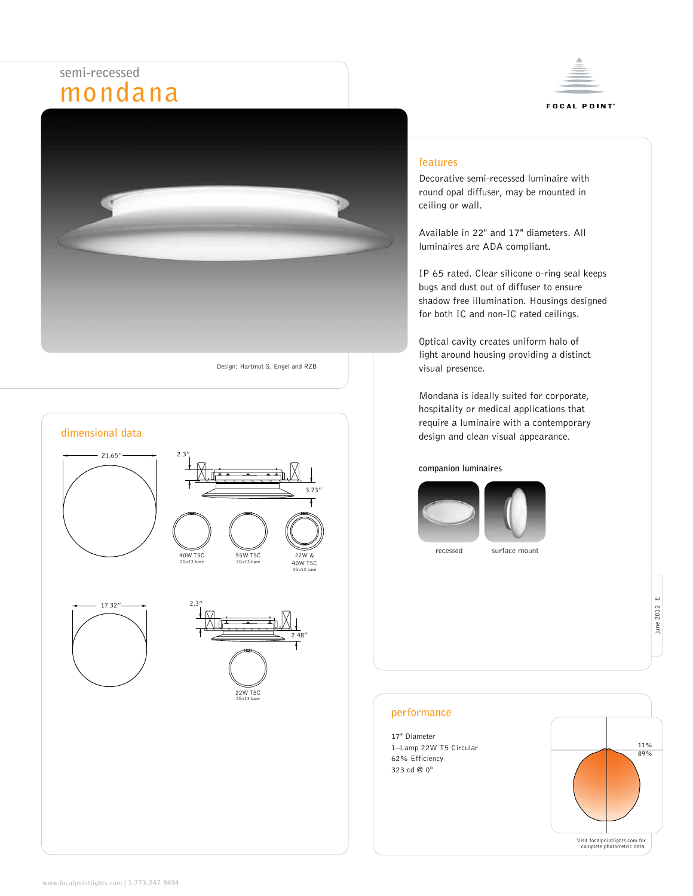semi-recessed

# mondana

Design: Hartmut S. Engel and RZB

FOCAL POINT

## features

Decorative semi-recessed luminaire with round opal diffuser, may be mounted in ceiling or wall.

Available in 22" and 17" diameters. All luminaires are ADA compliant.

IP 65 rated. Clear silicone o-ring seal keeps bugs and dust out of diffuser to ensure shadow free illumination. Housings designed for both IC and non-IC rated ceilings.

Optical cavity creates uniform halo of light around housing providing a distinct visual presence.

Mondana is ideally suited for corporate, hospitality or medical applications that require a luminaire with a contemporary design and clean visual appearance.

### companion luminaires

recessed

surface mount

## dimensional data

21.65"

2.3"

3.73"

40W T5C
2Gx13 base

55W T5C
2Gx13 base

22W &
40W T5C
2Gx13 base

17.32"

2.3"

2.48"

22W T5C
2Gx13 base

## performance

17" Diameter
1–Lamp 22W T5 Circular
62% Efficiency
323 cd @ 0°

11%
89%

Visit focalpointlights.com for complete photometric data.

june 2012 E

www.focalpointlights.com | 1.773.247.9494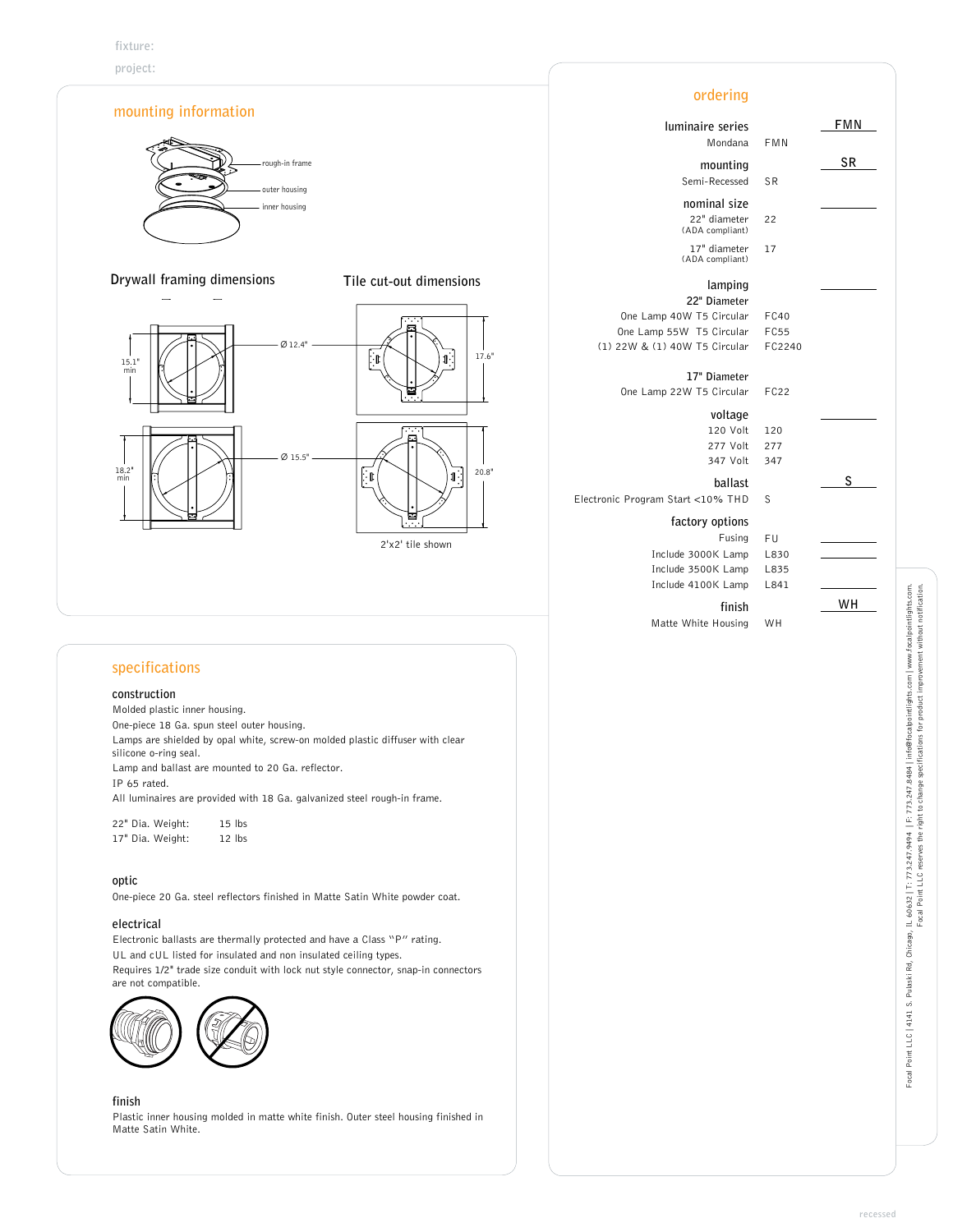fixture:

project:

## mounting information

rough-in frame

outer housing

inner housing

Drywall framing dimensions

15.1" min

Ø 12.4"

18.2" min

Ø 15.5"

Tile cut-out dimensions

17.6"

20.8"

2'x2' tile shown

## ordering

| | | |
|---|---|---|
| **luminaire series** | | FMN |
| Mondana | FMN | |
| **mounting** | | SR |
| Semi-Recessed | SR | |
| **nominal size** | | |
| 22" diameter (ADA compliant) | 22 | |
| 17" diameter (ADA compliant) | 17 | |
| **lamping** | | |
| **22" Diameter** | | |
| One Lamp 40W T5 Circular | FC40 | |
| One Lamp 55W T5 Circular | FC55 | |
| (1) 22W & (1) 40W T5 Circular | FC2240 | |
| **17" Diameter** | | |
| One Lamp 22W T5 Circular | FC22 | |
| **voltage** | | |
| 120 Volt | 120 | |
| 277 Volt | 277 | |
| 347 Volt | 347 | |
| **ballast** | | S |
| Electronic Program Start <10% THD | S | |
| **factory options** | | |
| Fusing | FU | |
| Include 3000K Lamp | L830 | |
| Include 3500K Lamp | L835 | |
| Include 4100K Lamp | L841 | |
| **finish** | | WH |
| Matte White Housing | WH | |

## specifications

### construction

Molded plastic inner housing.
One-piece 18 Ga. spun steel outer housing.
Lamps are shielded by opal white, screw-on molded plastic diffuser with clear silicone o-ring seal.
Lamp and ballast are mounted to 20 Ga. reflector.
IP 65 rated.
All luminaires are provided with 18 Ga. galvanized steel rough-in frame.

22" Dia. Weight: 15 lbs
17" Dia. Weight: 12 lbs

### optic

One-piece 20 Ga. steel reflectors finished in Matte Satin White powder coat.

### electrical

Electronic ballasts are thermally protected and have a Class "P" rating.
UL and cUL listed for insulated and non insulated ceiling types.
Requires 1/2" trade size conduit with lock nut style connector, snap-in connectors are not compatible.

### finish

Plastic inner housing molded in matte white finish. Outer steel housing finished in Matte Satin White.

Focal Point LLC | 4141 S. Pulaski Rd, Chicago, IL 60632 | T: 773.247.9494 | F: 773.247.8484 | info@focalpointlights.com | www.focalpointlights.com
Focal Point LLC reserves the right to change specifications for product improvement without notification.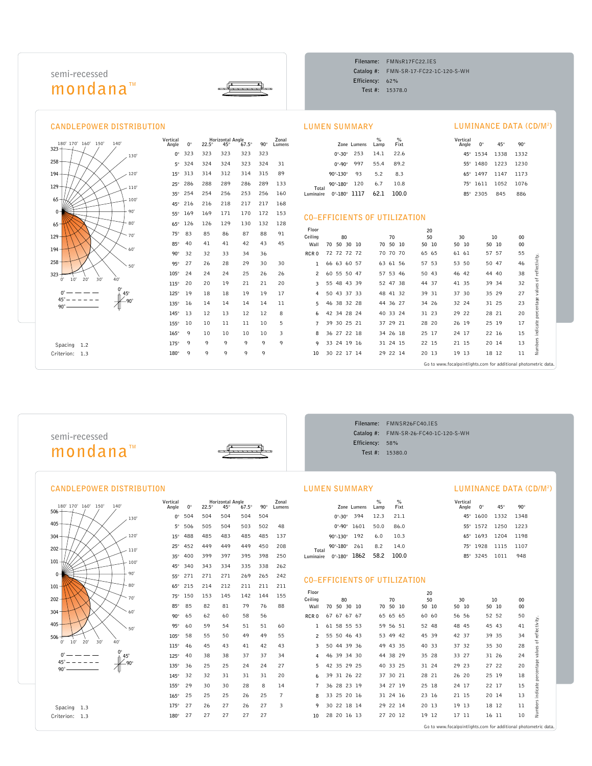semi-recessed

# mondana™

Filename: FMNsR17FC22.IES
Catalog #: FMN-SR-17-FC22-1C-120-S-WH
Efficiency: 62%
Test #: 15378.0

## CANDLEPOWER DISTRIBUTION

180° 170° 160° 150° 140°
130° 120° 110° 100° 90° 80° 70° 60° 50°
323 258 194 129 65 0 65 129 194 258 323
0° 10° 20° 30° 40°
0° 45° 90°

Spacing 1.2
Criterion: 1.3

| Vertical Angle | 0° | 22.5° | 45° | 67.5° | 90° | Zonal Lumens |
|---|---|---|---|---|---|---|
| 0° | 323 | 323 | 323 | 323 | 323 | |
| 5° | 324 | 324 | 324 | 323 | 324 | 31 |
| 15° | 313 | 314 | 312 | 314 | 315 | 89 |
| 25° | 286 | 288 | 289 | 286 | 289 | 133 |
| 35° | 254 | 254 | 256 | 253 | 256 | 160 |
| 45° | 216 | 216 | 218 | 217 | 217 | 168 |
| 55° | 169 | 169 | 171 | 170 | 172 | 153 |
| 65° | 126 | 126 | 129 | 130 | 132 | 128 |
| 75° | 83 | 85 | 86 | 87 | 88 | 91 |
| 85° | 40 | 41 | 41 | 42 | 43 | 45 |
| 90° | 32 | 32 | 33 | 34 | 36 | |
| 95° | 27 | 26 | 28 | 29 | 30 | 30 |
| 105° | 24 | 24 | 24 | 25 | 26 | 26 |
| 115° | 20 | 20 | 19 | 21 | 21 | 20 |
| 125° | 19 | 18 | 18 | 19 | 19 | 17 |
| 135° | 16 | 14 | 14 | 14 | 14 | 11 |
| 145° | 13 | 12 | 13 | 12 | 12 | 8 |
| 155° | 10 | 10 | 11 | 11 | 10 | 5 |
| 165° | 9 | 10 | 10 | 10 | 10 | 3 |
| 175° | 9 | 9 | 9 | 9 | 9 | 9 |
| 180° | 9 | 9 | 9 | 9 | 9 | |

## LUMEN SUMMARY

| | Zone | Lumens | % Lamp | % Fixt |
|---|---|---|---|---|
| | 0°-30° | 253 | 14.1 | 22.6 |
| | 0°-90° | 997 | 55.4 | 89.2 |
| | 90°-130° | 93 | 5.2 | 8.3 |
| | 90°-180° | 120 | 6.7 | 10.8 |
| Total Luminaire | 0°-180° | 1117 | 62.1 | 100.0 |

## LUMINANCE DATA (CD/M²)

| Vertical Angle | 0° | 45° | 90° |
|---|---|---|---|
| 45° | 1534 | 1338 | 1332 |
| 55° | 1480 | 1223 | 1230 |
| 65° | 1497 | 1147 | 1173 |
| 75° | 1611 | 1052 | 1076 |
| 85° | 2305 | 845 | 886 |

## CO-EFFICIENTS OF UTILIZATION

| Floor | 20 | | | | | | | | | | | | | | | | | |
|---|---|---|---|---|---|---|---|---|---|---|---|---|---|---|---|---|---|---|
| Ceiling | 80 | | | | 70 | | | 50 | | 30 | | 10 | | 00 |
| Wall | 70 | 50 | 30 | 10 | 70 | 50 | 10 | 50 | 10 | 50 | 10 | 50 | 10 | 00 |
| RCR 0 | 72 | 72 | 72 | 72 | 70 | 70 | 70 | 65 | 65 | 61 | 61 | 57 | 57 | 55 |
| 1 | 66 | 63 | 60 | 57 | 63 | 61 | 56 | 57 | 53 | 53 | 50 | 50 | 47 | 46 |
| 2 | 60 | 55 | 50 | 47 | 57 | 53 | 46 | 50 | 43 | 46 | 42 | 44 | 40 | 38 |
| 3 | 55 | 48 | 43 | 39 | 52 | 47 | 38 | 44 | 37 | 41 | 35 | 39 | 34 | 32 |
| 4 | 50 | 43 | 37 | 33 | 48 | 41 | 32 | 39 | 31 | 37 | 30 | 35 | 29 | 27 |
| 5 | 46 | 38 | 32 | 28 | 44 | 36 | 27 | 34 | 26 | 32 | 24 | 31 | 25 | 23 |
| 6 | 42 | 34 | 28 | 24 | 40 | 33 | 24 | 31 | 23 | 29 | 22 | 28 | 21 | 20 |
| 7 | 39 | 30 | 25 | 21 | 37 | 29 | 21 | 28 | 20 | 26 | 19 | 25 | 19 | 17 |
| 8 | 36 | 27 | 22 | 18 | 34 | 26 | 18 | 25 | 17 | 24 | 17 | 22 | 16 | 15 |
| 9 | 33 | 24 | 19 | 16 | 31 | 24 | 15 | 22 | 15 | 21 | 15 | 20 | 14 | 13 |
| 10 | 30 | 22 | 17 | 14 | 29 | 22 | 14 | 20 | 13 | 19 | 13 | 18 | 12 | 11 |

Numbers indicate percentage values of reflectivity.

Go to www.focalpointlights.com for additional photometric data.

semi-recessed

# mondana™

Filename: FMNSR26FC40.IES
Catalog #: FMN-SR-26-FC40-1C-120-S-WH
Efficiency: 58%
Test #: 15380.0

## CANDLEPOWER DISTRIBUTION

180° 170° 160° 150° 140°
130° 120° 110° 100° 90° 80° 70° 60° 50°
506 405 304 202 101 0 101 202 304 405 506
0° 10° 20° 30° 40°
0° 45° 90°

Spacing 1.3
Criterion: 1.3

| Vertical Angle | 0° | 22.5° | 45° | 67.5° | 90° | Zonal Lumens |
|---|---|---|---|---|---|---|
| 0° | 504 | 504 | 504 | 504 | 504 | |
| 5° | 506 | 505 | 504 | 503 | 502 | 48 |
| 15° | 488 | 485 | 483 | 485 | 485 | 137 |
| 25° | 452 | 449 | 449 | 449 | 450 | 208 |
| 35° | 400 | 399 | 397 | 395 | 398 | 250 |
| 45° | 340 | 343 | 334 | 335 | 338 | 262 |
| 55° | 271 | 271 | 271 | 269 | 265 | 242 |
| 65° | 215 | 214 | 212 | 211 | 211 | 211 |
| 75° | 150 | 153 | 145 | 142 | 144 | 155 |
| 85° | 85 | 82 | 81 | 79 | 76 | 88 |
| 90° | 65 | 62 | 60 | 58 | 56 | |
| 95° | 60 | 59 | 54 | 51 | 51 | 60 |
| 105° | 58 | 55 | 50 | 49 | 49 | 55 |
| 115° | 46 | 45 | 43 | 41 | 42 | 43 |
| 125° | 40 | 38 | 38 | 37 | 37 | 34 |
| 135° | 36 | 25 | 25 | 24 | 24 | 27 |
| 145° | 32 | 32 | 31 | 31 | 31 | 20 |
| 155° | 29 | 30 | 30 | 28 | 8 | 14 |
| 165° | 25 | 25 | 25 | 26 | 25 | 7 |
| 175° | 27 | 26 | 27 | 26 | 27 | 3 |
| 180° | 27 | 27 | 27 | 27 | 27 | |

## LUMEN SUMMARY

| | Zone | Lumens | % Lamp | % Fixt |
|---|---|---|---|---|
| | 0°-30° | 394 | 12.3 | 21.1 |
| | 0°-90° | 1601 | 50.0 | 86.0 |
| | 90°-130° | 192 | 6.0 | 10.3 |
| | 90°-180° | 261 | 8.2 | 14.0 |
| Total Luminaire | 0°-180° | 1862 | 58.2 | 100.0 |

## LUMINANCE DATA (CD/M²)

| Vertical Angle | 0° | 45° | 90° |
|---|---|---|---|
| 45° | 1600 | 1332 | 1348 |
| 55° | 1572 | 1250 | 1223 |
| 65° | 1693 | 1204 | 1198 |
| 75° | 1928 | 1115 | 1107 |
| 85° | 3245 | 1011 | 948 |

## CO-EFFICIENTS OF UTILIZATION

| Floor | 20 | | | | | | | | | | | | | | | | | |
|---|---|---|---|---|---|---|---|---|---|---|---|---|---|---|---|---|---|---|
| Ceiling | 80 | | | | 70 | | | 50 | | 30 | | 10 | | 00 |
| Wall | 70 | 50 | 30 | 10 | 70 | 50 | 10 | 50 | 10 | 50 | 10 | 50 | 10 | 00 |
| RCR 0 | 67 | 67 | 67 | 67 | 65 | 65 | 65 | 60 | 60 | 56 | 56 | 52 | 52 | 50 |
| 1 | 61 | 58 | 55 | 53 | 59 | 56 | 51 | 52 | 48 | 48 | 45 | 45 | 43 | 41 |
| 2 | 55 | 50 | 46 | 43 | 53 | 49 | 42 | 45 | 39 | 42 | 37 | 39 | 35 | 34 |
| 3 | 50 | 44 | 39 | 36 | 49 | 43 | 35 | 40 | 33 | 37 | 32 | 35 | 30 | 28 |
| 4 | 46 | 39 | 34 | 30 | 44 | 38 | 29 | 35 | 28 | 33 | 27 | 31 | 26 | 24 |
| 5 | 42 | 35 | 29 | 25 | 40 | 33 | 25 | 31 | 24 | 29 | 23 | 27 | 22 | 20 |
| 6 | 39 | 31 | 26 | 22 | 37 | 30 | 21 | 28 | 21 | 26 | 20 | 25 | 19 | 18 |
| 7 | 36 | 28 | 23 | 19 | 34 | 27 | 19 | 25 | 18 | 24 | 17 | 22 | 17 | 15 |
| 8 | 33 | 25 | 20 | 16 | 31 | 24 | 16 | 23 | 16 | 21 | 15 | 20 | 14 | 13 |
| 9 | 30 | 22 | 18 | 14 | 29 | 22 | 14 | 20 | 13 | 19 | 13 | 18 | 12 | 11 |
| 10 | 28 | 20 | 16 | 13 | 27 | 20 | 12 | 19 | 12 | 17 | 11 | 16 | 11 | 10 |

Numbers indicate percentage values of reflectivity.

Go to www.focalpointlights.com for additional photometric data.